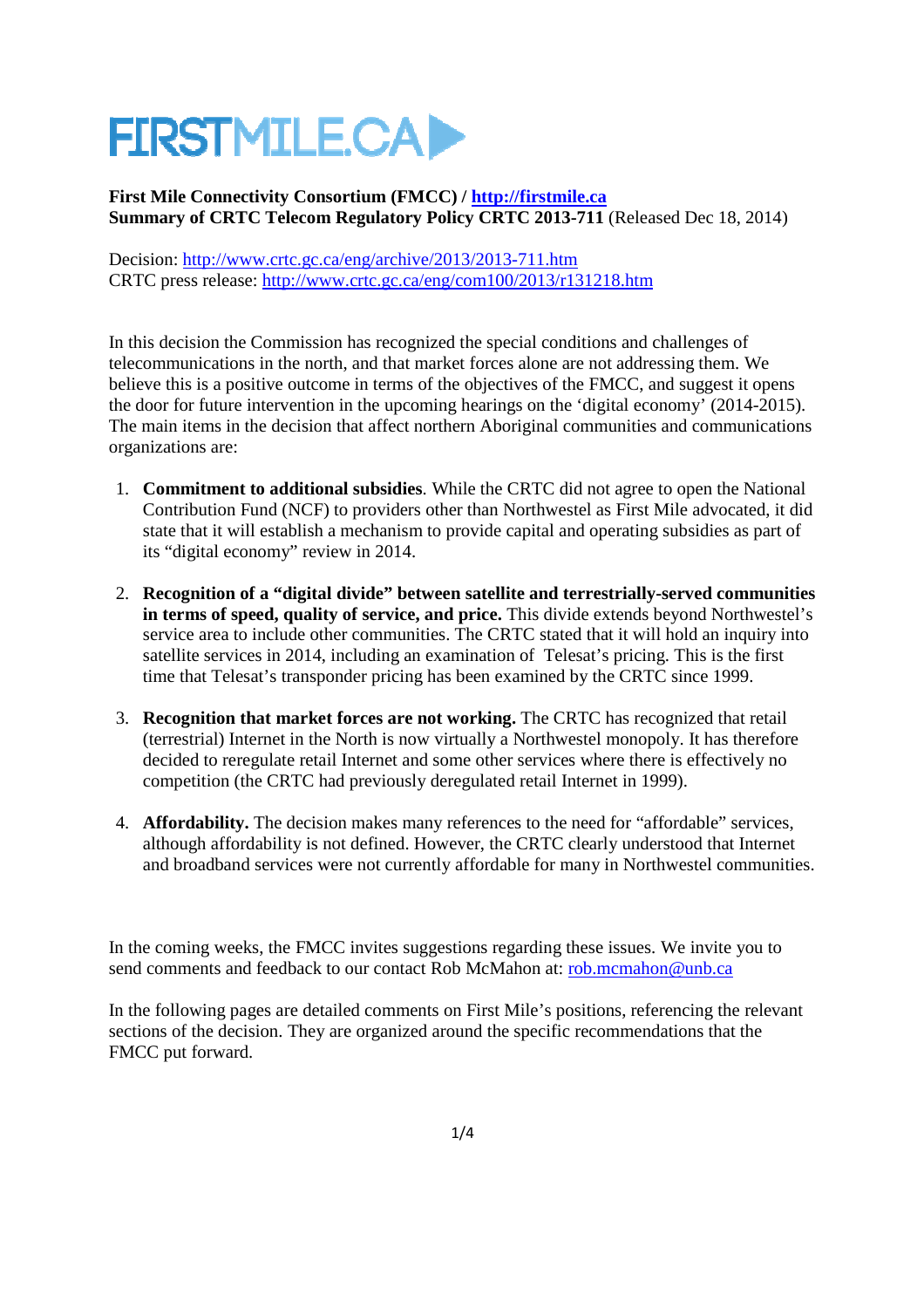# FIRSTMILE.CA

**First Mile Connectivity Consortium (FMCC) / [http://firstmile.ca](http://firstmile.ca)**
**Summary of CRTC Telecom Regulatory Policy CRTC 2013-711** (Released Dec 18, 2014)

Decision: [http://www.crtc.gc.ca/eng/archive/2013/2013-711.htm](http://www.crtc.gc.ca/eng/archive/2013/2013-711.htm)
CRTC press release: [http://www.crtc.gc.ca/eng/com100/2013/r131218.htm](http://www.crtc.gc.ca/eng/com100/2013/r131218.htm)

In this decision the Commission has recognized the special conditions and challenges of telecommunications in the north, and that market forces alone are not addressing them. We believe this is a positive outcome in terms of the objectives of the FMCC, and suggest it opens the door for future intervention in the upcoming hearings on the 'digital economy' (2014-2015). The main items in the decision that affect northern Aboriginal communities and communications organizations are:

1. **Commitment to additional subsidies**. While the CRTC did not agree to open the National Contribution Fund (NCF) to providers other than Northwestel as First Mile advocated, it did state that it will establish a mechanism to provide capital and operating subsidies as part of its "digital economy" review in 2014.

2. **Recognition of a "digital divide" between satellite and terrestrially-served communities in terms of speed, quality of service, and price.** This divide extends beyond Northwestel's service area to include other communities. The CRTC stated that it will hold an inquiry into satellite services in 2014, including an examination of Telesat's pricing. This is the first time that Telesat's transponder pricing has been examined by the CRTC since 1999.

3. **Recognition that market forces are not working.** The CRTC has recognized that retail (terrestrial) Internet in the North is now virtually a Northwestel monopoly. It has therefore decided to reregulate retail Internet and some other services where there is effectively no competition (the CRTC had previously deregulated retail Internet in 1999).

4. **Affordability.** The decision makes many references to the need for "affordable" services, although affordability is not defined. However, the CRTC clearly understood that Internet and broadband services were not currently affordable for many in Northwestel communities.

In the coming weeks, the FMCC invites suggestions regarding these issues. We invite you to send comments and feedback to our contact Rob McMahon at: [rob.mcmahon@unb.ca](mailto:rob.mcmahon@unb.ca)

In the following pages are detailed comments on First Mile's positions, referencing the relevant sections of the decision. They are organized around the specific recommendations that the FMCC put forward.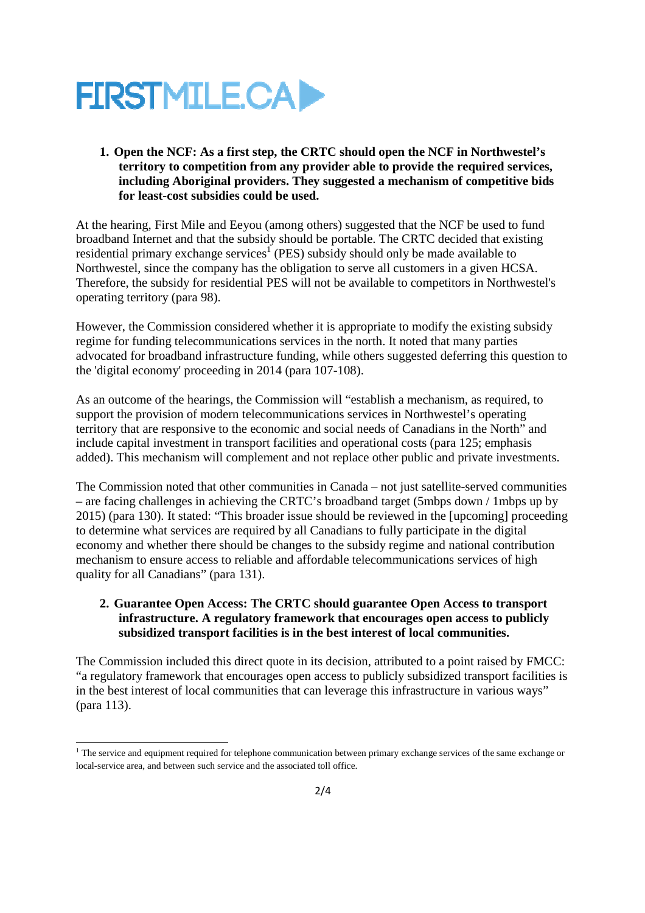1. **Open the NCF: As a first step, the CRTC should open the NCF in Northwestel's territory to competition from any provider able to provide the required services, including Aboriginal providers. They suggested a mechanism of competitive bids for least-cost subsidies could be used.**

At the hearing, First Mile and Eeyou (among others) suggested that the NCF be used to fund broadband Internet and that the subsidy should be portable. The CRTC decided that existing residential primary exchange services[1] (PES) subsidy should only be made available to Northwestel, since the company has the obligation to serve all customers in a given HCSA. Therefore, the subsidy for residential PES will not be available to competitors in Northwestel's operating territory (para 98).

However, the Commission considered whether it is appropriate to modify the existing subsidy regime for funding telecommunications services in the north. It noted that many parties advocated for broadband infrastructure funding, while others suggested deferring this question to the 'digital economy' proceeding in 2014 (para 107-108).

As an outcome of the hearings, the Commission will "establish a mechanism, as required, to support the provision of modern telecommunications services in Northwestel's operating territory that are responsive to the economic and social needs of Canadians in the North" and include capital investment in transport facilities and operational costs (para 125; emphasis added). This mechanism will complement and not replace other public and private investments.

The Commission noted that other communities in Canada – not just satellite-served communities – are facing challenges in achieving the CRTC's broadband target (5mbps down / 1mbps up by 2015) (para 130). It stated: "This broader issue should be reviewed in the [upcoming] proceeding to determine what services are required by all Canadians to fully participate in the digital economy and whether there should be changes to the subsidy regime and national contribution mechanism to ensure access to reliable and affordable telecommunications services of high quality for all Canadians" (para 131).

2. **Guarantee Open Access: The CRTC should guarantee Open Access to transport infrastructure. A regulatory framework that encourages open access to publicly subsidized transport facilities is in the best interest of local communities.**

The Commission included this direct quote in its decision, attributed to a point raised by FMCC: "a regulatory framework that encourages open access to publicly subsidized transport facilities is in the best interest of local communities that can leverage this infrastructure in various ways" (para 113).

---

[1] The service and equipment required for telephone communication between primary exchange services of the same exchange or local-service area, and between such service and the associated toll office.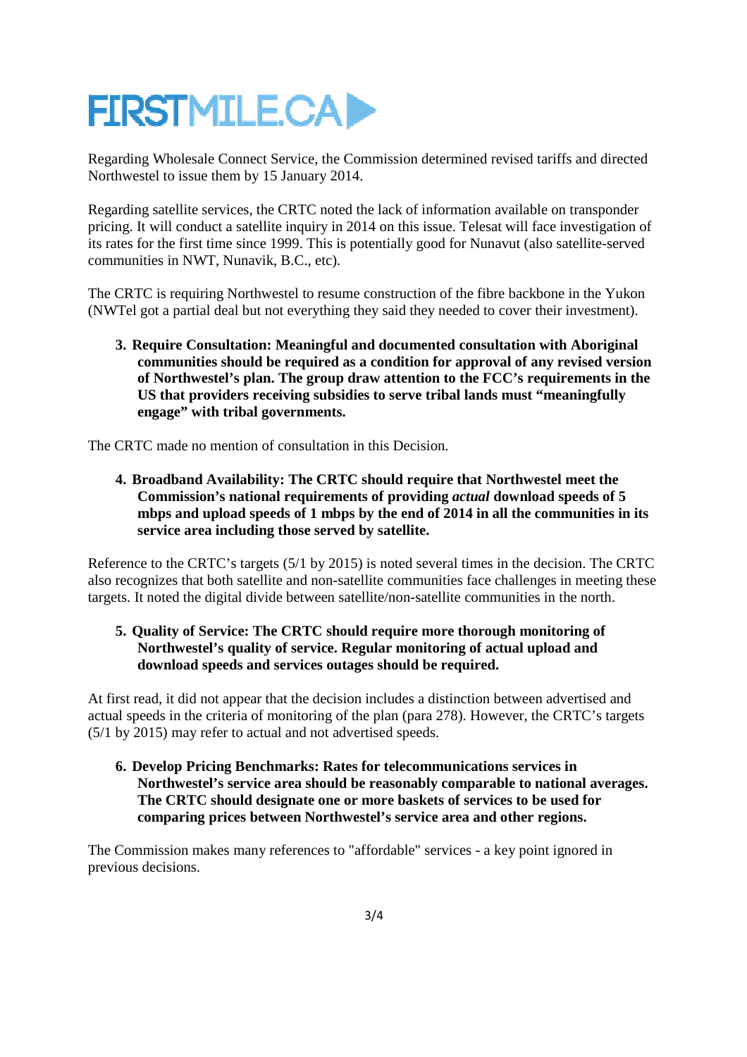Regarding Wholesale Connect Service, the Commission determined revised tariffs and directed Northwestel to issue them by 15 January 2014.

Regarding satellite services, the CRTC noted the lack of information available on transponder pricing. It will conduct a satellite inquiry in 2014 on this issue. Telesat will face investigation of its rates for the first time since 1999. This is potentially good for Nunavut (also satellite-served communities in NWT, Nunavik, B.C., etc).

The CRTC is requiring Northwestel to resume construction of the fibre backbone in the Yukon (NWTel got a partial deal but not everything they said they needed to cover their investment).

3. **Require Consultation: Meaningful and documented consultation with Aboriginal communities should be required as a condition for approval of any revised version of Northwestel's plan. The group draw attention to the FCC's requirements in the US that providers receiving subsidies to serve tribal lands must "meaningfully engage" with tribal governments.**

The CRTC made no mention of consultation in this Decision.

4. **Broadband Availability: The CRTC should require that Northwestel meet the Commission's national requirements of providing *actual* download speeds of 5 mbps and upload speeds of 1 mbps by the end of 2014 in all the communities in its service area including those served by satellite.**

Reference to the CRTC's targets (5/1 by 2015) is noted several times in the decision. The CRTC also recognizes that both satellite and non-satellite communities face challenges in meeting these targets. It noted the digital divide between satellite/non-satellite communities in the north.

5. **Quality of Service: The CRTC should require more thorough monitoring of Northwestel's quality of service. Regular monitoring of actual upload and download speeds and services outages should be required.**

At first read, it did not appear that the decision includes a distinction between advertised and actual speeds in the criteria of monitoring of the plan (para 278). However, the CRTC's targets (5/1 by 2015) may refer to actual and not advertised speeds.

6. **Develop Pricing Benchmarks: Rates for telecommunications services in Northwestel's service area should be reasonably comparable to national averages. The CRTC should designate one or more baskets of services to be used for comparing prices between Northwestel's service area and other regions.**

The Commission makes many references to "affordable" services - a key point ignored in previous decisions.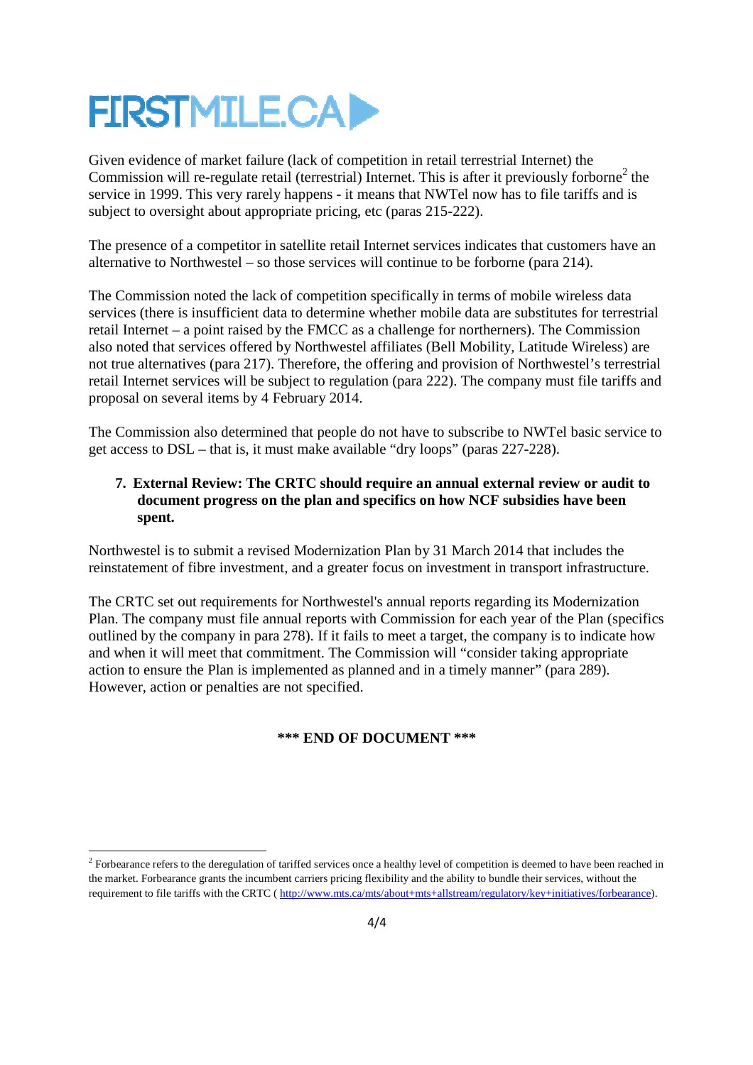Given evidence of market failure (lack of competition in retail terrestrial Internet) the Commission will re-regulate retail (terrestrial) Internet. This is after it previously forborne[2] the service in 1999. This very rarely happens - it means that NWTel now has to file tariffs and is subject to oversight about appropriate pricing, etc (paras 215-222).

The presence of a competitor in satellite retail Internet services indicates that customers have an alternative to Northwestel – so those services will continue to be forborne (para 214).

The Commission noted the lack of competition specifically in terms of mobile wireless data services (there is insufficient data to determine whether mobile data are substitutes for terrestrial retail Internet – a point raised by the FMCC as a challenge for northerners). The Commission also noted that services offered by Northwestel affiliates (Bell Mobility, Latitude Wireless) are not true alternatives (para 217). Therefore, the offering and provision of Northwestel's terrestrial retail Internet services will be subject to regulation (para 222). The company must file tariffs and proposal on several items by 4 February 2014.

The Commission also determined that people do not have to subscribe to NWTel basic service to get access to DSL – that is, it must make available "dry loops" (paras 227-228).

7. **External Review: The CRTC should require an annual external review or audit to document progress on the plan and specifics on how NCF subsidies have been spent.**

Northwestel is to submit a revised Modernization Plan by 31 March 2014 that includes the reinstatement of fibre investment, and a greater focus on investment in transport infrastructure.

The CRTC set out requirements for Northwestel's annual reports regarding its Modernization Plan. The company must file annual reports with Commission for each year of the Plan (specifics outlined by the company in para 278). If it fails to meet a target, the company is to indicate how and when it will meet that commitment. The Commission will "consider taking appropriate action to ensure the Plan is implemented as planned and in a timely manner" (para 289). However, action or penalties are not specified.

**\*\*\* END OF DOCUMENT \*\*\***

[2] Forbearance refers to the deregulation of tariffed services once a healthy level of competition is deemed to have been reached in the market. Forbearance grants the incumbent carriers pricing flexibility and the ability to bundle their services, without the requirement to file tariffs with the CRTC ( http://www.mts.ca/mts/about+mts+allstream/regulatory/key+initiatives/forbearance).